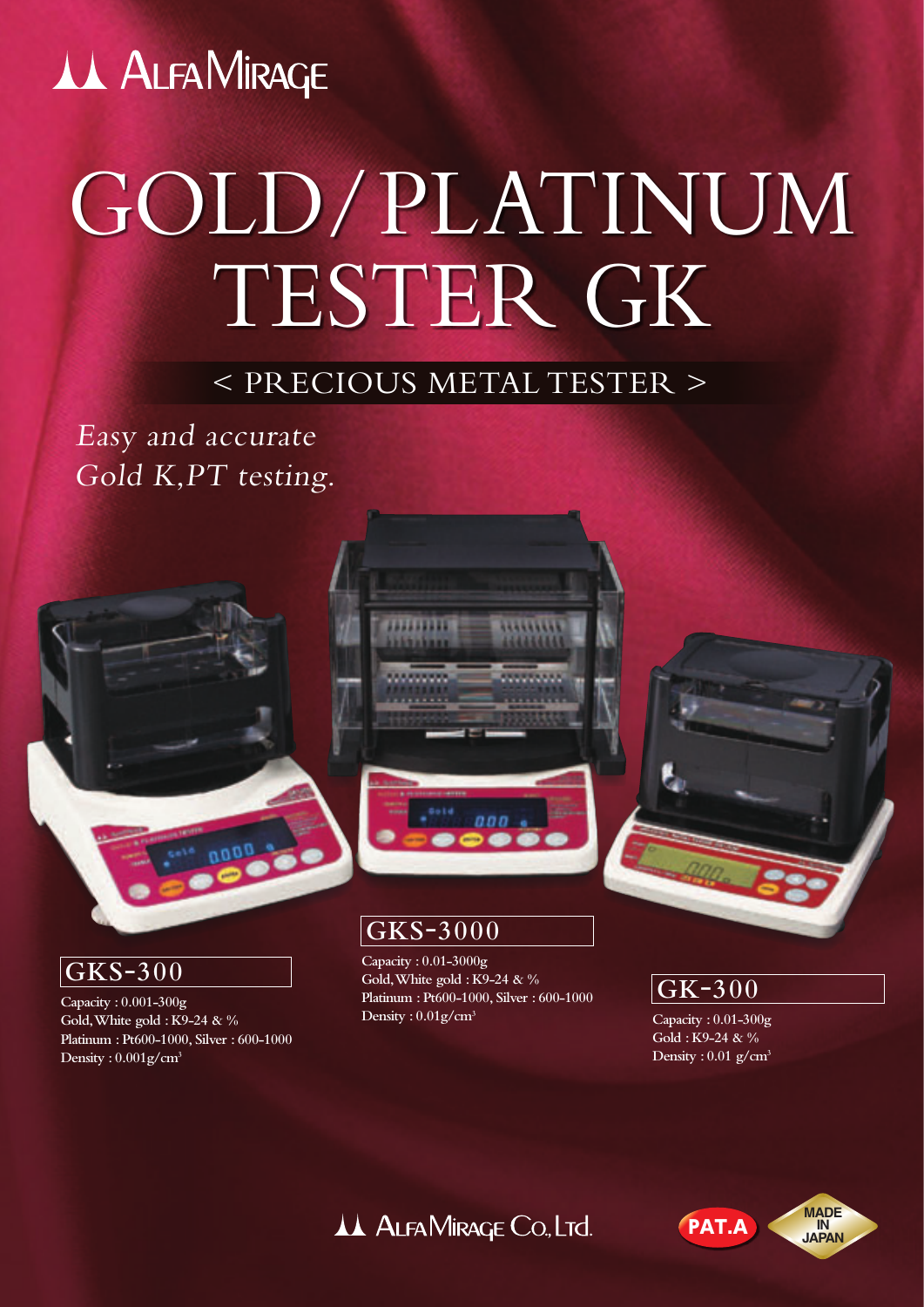# ALFA MIRAGE

# GOLD/PLATINUM TESTER GK

## < PRECIOUS METAL TESTER >

*Easy and accurate*
*Gold K,PT testing.*

### GKS-300

Capacity : 0.001-300g
Gold, White gold : K9-24 & %
Platinum : Pt600-1000, Silver : 600-1000
Density : 0.001g/cm$^3$

### GKS-3000

Capacity : 0.01-3000g
Gold, White gold : K9-24 & %
Platinum : Pt600-1000, Silver : 600-1000
Density : 0.01g/cm$^3$

### GK-300

Capacity : 0.01-300g
Gold : K9-24 & %
Density : 0.01 g/cm$^3$

ALFA MIRAGE Co., Ltd.

PAT.A

MADE IN JAPAN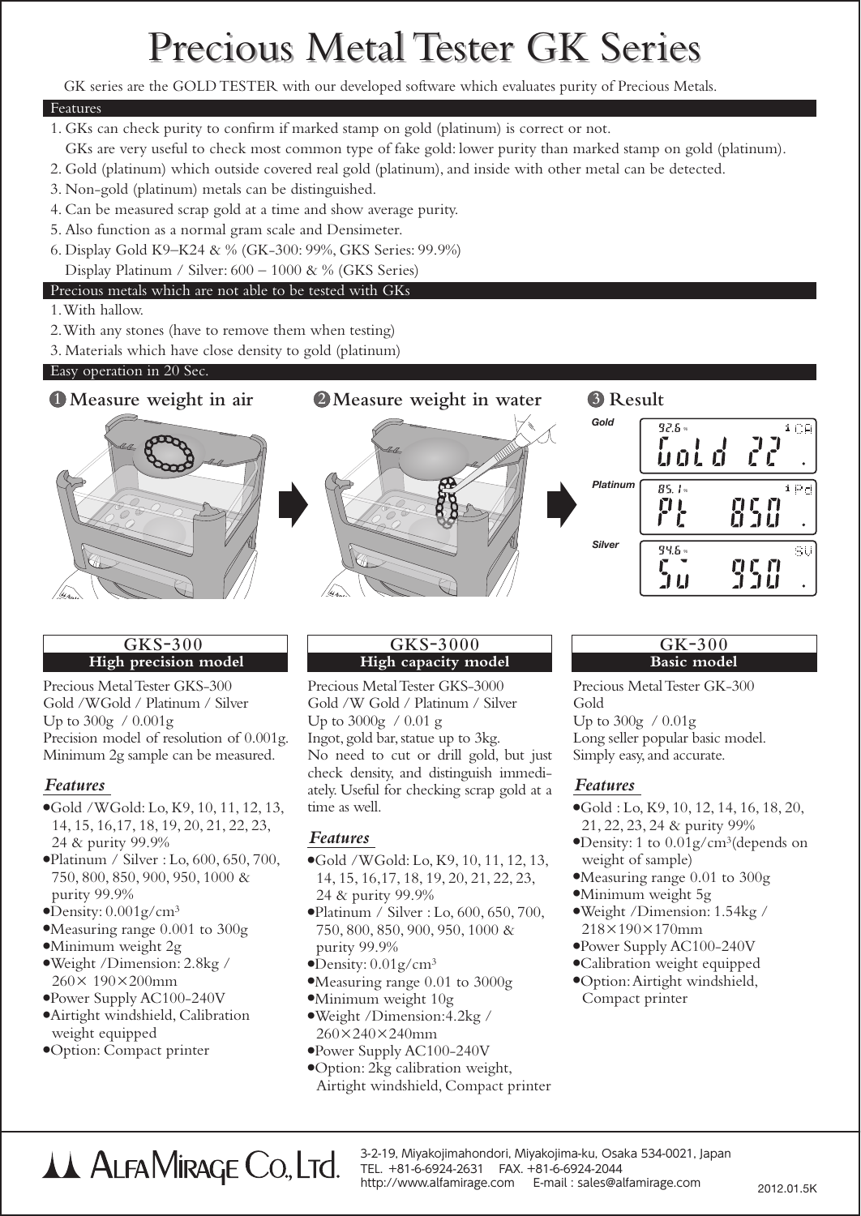# Precious Metal Tester GK Series

GK series are the GOLD TESTER with our developed software which evaluates purity of Precious Metals.

## Features

1. GKs can check purity to confirm if marked stamp on gold (platinum) is correct or not.
   GKs are very useful to check most common type of fake gold: lower purity than marked stamp on gold (platinum).
2. Gold (platinum) which outside covered real gold (platinum), and inside with other metal can be detected.
3. Non-gold (platinum) metals can be distinguished.
4. Can be measured scrap gold at a time and show average purity.
5. Also function as a normal gram scale and Densimeter.
6. Display Gold K9–K24 & % (GK-300: 99%, GKS Series: 99.9%)
   Display Platinum / Silver: 600 – 1000 & % (GKS Series)

## Precious metals which are not able to be tested with GKs

1. With hallow.
2. With any stones (have to remove them when testing)
3. Materials which have close density to gold (platinum)

## Easy operation in 20 Sec.

❶ Measure weight in air

❷ Measure weight in water

❸ Result

Gold

92.6 %
Gold 22 .

Platinum

85.1 %
Pt 850 .

Silver

94.6 %
Sv 950 .

## GKS-300
**High precision model**

Precious Metal Tester GKS-300
Gold /WGold / Platinum / Silver
Up to 300g / 0.001g
Precision model of resolution of 0.001g.
Minimum 2g sample can be measured.

### *Features*

- Gold /WGold: Lo, K9, 10, 11, 12, 13, 14, 15, 16,17, 18, 19, 20, 21, 22, 23, 24 & purity 99.9%
- Platinum / Silver : Lo, 600, 650, 700, 750, 800, 850, 900, 950, 1000 & purity 99.9%
- Density: 0.001g/cm$^3$
- Measuring range 0.001 to 300g
- Minimum weight 2g
- Weight /Dimension: 2.8kg / 260× 190×200mm
- Power Supply AC100-240V
- Airtight windshield, Calibration weight equipped
- Option: Compact printer

## GKS-3000
**High capacity model**

Precious Metal Tester GKS-3000
Gold /W Gold / Platinum / Silver
Up to 3000g / 0.01 g
Ingot, gold bar, statue up to 3kg.
No need to cut or drill gold, but just check density, and distinguish immediately. Useful for checking scrap gold at a time as well.

### *Features*

- Gold /WGold: Lo, K9, 10, 11, 12, 13, 14, 15, 16,17, 18, 19, 20, 21, 22, 23, 24 & purity 99.9%
- Platinum / Silver : Lo, 600, 650, 700, 750, 800, 850, 900, 950, 1000 & purity 99.9%
- Density: 0.01g/cm$^3$
- Measuring range 0.01 to 3000g
- Minimum weight 10g
- Weight /Dimension:4.2kg / 260×240×240mm
- Power Supply AC100-240V
- Option: 2kg calibration weight, Airtight windshield, Compact printer

## GK-300
**Basic model**

Precious Metal Tester GK-300
Gold
Up to 300g / 0.01g
Long seller popular basic model.
Simply easy, and accurate.

### *Features*

- Gold : Lo, K9, 10, 12, 14, 16, 18, 20, 21, 22, 23, 24 & purity 99%
- Density: 1 to 0.01g/cm$^3$(depends on weight of sample)
- Measuring range 0.01 to 300g
- Minimum weight 5g
- Weight /Dimension: 1.54kg / 218×190×170mm
- Power Supply AC100-240V
- Calibration weight equipped
- Option: Airtight windshield, Compact printer

ALFA MIRAGE Co., Ltd.

3-2-19, Miyakojimahondori, Miyakojima-ku, Osaka 534-0021, Japan
TEL. +81-6-6924-2631 FAX. +81-6-6924-2044
http://www.alfamirage.com E-mail : sales@alfamirage.com

2012.01.5K